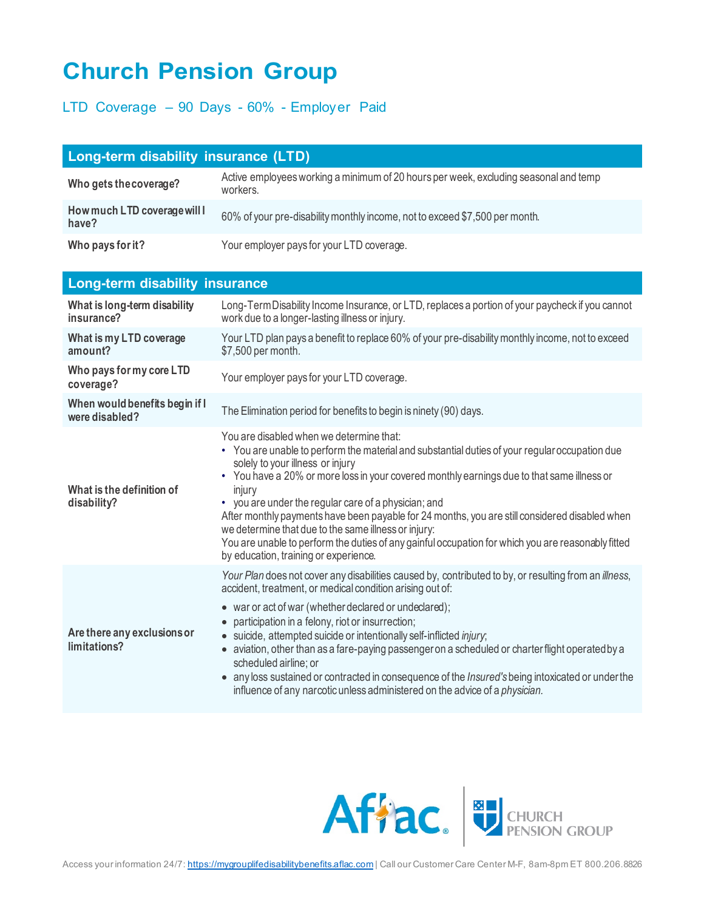# Church Pension Group

## LTD Coverage – 90 Days - 60% - Employer Paid

| Long-term disability insurance (LTD) | |
|---|---|
| **Who gets the coverage?** | Active employees working a minimum of 20 hours per week, excluding seasonal and temp workers. |
| **How much LTD coverage will I have?** | 60% of your pre-disability monthly income, not to exceed $7,500 per month. |
| **Who pays for it?** | Your employer pays for your LTD coverage. |

| Long-term disability insurance | |
|---|---|
| **What is long-term disability insurance?** | Long-Term Disability Income Insurance, or LTD, replaces a portion of your paycheck if you cannot work due to a longer-lasting illness or injury. |
| **What is my LTD coverage amount?** | Your LTD plan pays a benefit to replace 60% of your pre-disability monthly income, not to exceed $7,500 per month. |
| **Who pays for my core LTD coverage?** | Your employer pays for your LTD coverage. |
| **When would benefits begin if I were disabled?** | The Elimination period for benefits to begin is ninety (90) days. |
| **What is the definition of disability?** | You are disabled when we determine that:<br>• You are unable to perform the material and substantial duties of your regular occupation due solely to your illness or injury<br>• You have a 20% or more loss in your covered monthly earnings due to that same illness or injury<br>• you are under the regular care of a physician; and<br>After monthly payments have been payable for 24 months, you are still considered disabled when we determine that due to the same illness or injury:<br>You are unable to perform the duties of any gainful occupation for which you are reasonably fitted by education, training or experience. |
| **Are there any exclusions or limitations?** | *Your Plan* does not cover any disabilities caused by, contributed to by, or resulting from an *illness*, accident, treatment, or medical condition arising out of:<br>• war or act of war (whether declared or undeclared);<br>• participation in a felony, riot or insurrection;<br>• suicide, attempted suicide or intentionally self-inflicted *injury*;<br>• aviation, other than as a fare-paying passenger on a scheduled or charter flight operated by a scheduled airline; or<br>• any loss sustained or contracted in consequence of the *Insured's* being intoxicated or under the influence of any narcotic unless administered on the advice of a *physician.* |

Access your information 24/7: https://mygrouplifedisabilitybenefits.aflac.com | Call our Customer Care Center M-F, 8am-8pm ET 800.206.8826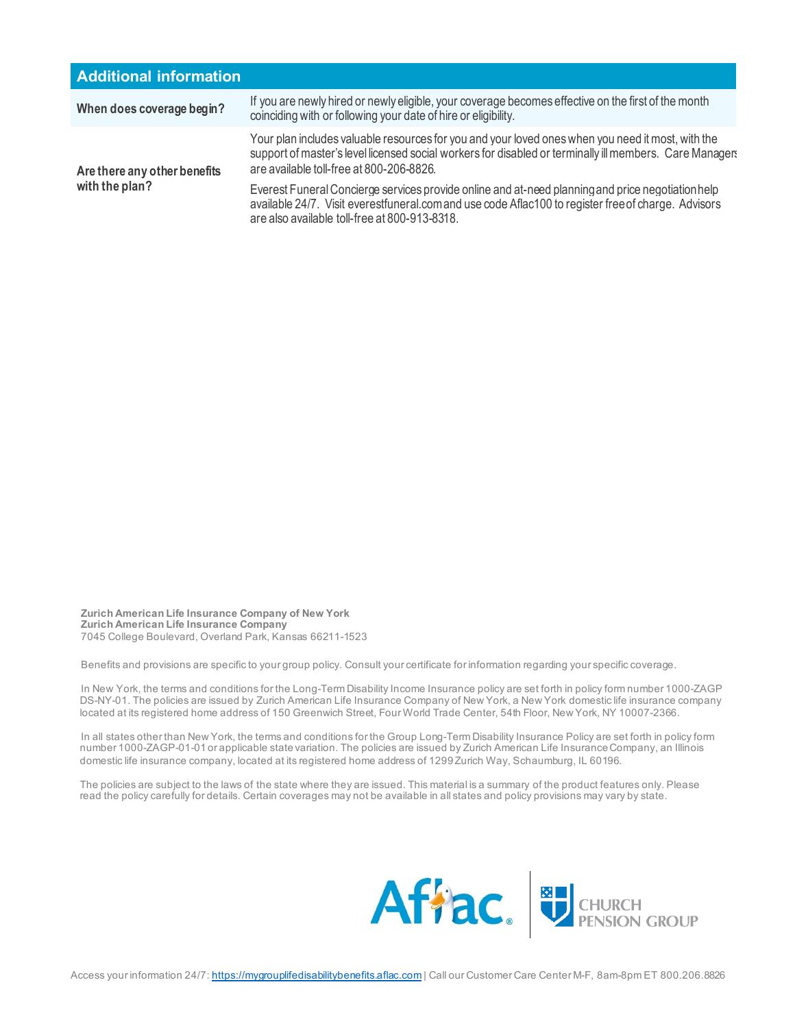## Additional information

| | |
|---|---|
| **When does coverage begin?** | If you are newly hired or newly eligible, your coverage becomes effective on the first of the month coinciding with or following your date of hire or eligibility. |
| **Are there any other benefits with the plan?** | Your plan includes valuable resources for you and your loved ones when you need it most, with the support of master's level licensed social workers for disabled or terminally ill members. Care Managers are available toll-free at 800-206-8826.<br><br>Everest Funeral Concierge services provide online and at-need planning and price negotiation help available 24/7. Visit everestfuneral.com and use code Aflac100 to register free of charge. Advisors are also available toll-free at 800-913-8318. |

**Zurich American Life Insurance Company of New York**
**Zurich American Life Insurance Company**
7045 College Boulevard, Overland Park, Kansas 66211-1523

Benefits and provisions are specific to your group policy. Consult your certificate for information regarding your specific coverage.

In New York, the terms and conditions for the Long-Term Disability Income Insurance policy are set forth in policy form number 1000-ZAGP DS-NY-01. The policies are issued by Zurich American Life Insurance Company of New York, a New York domestic life insurance company located at its registered home address of 150 Greenwich Street, Four World Trade Center, 54th Floor, New York, NY 10007-2366.

In all states other than New York, the terms and conditions for the Group Long-Term Disability Insurance Policy are set forth in policy form number 1000-ZAGP-01-01 or applicable state variation. The policies are issued by Zurich American Life Insurance Company, an Illinois domestic life insurance company, located at its registered home address of 1299 Zurich Way, Schaumburg, IL 60196.

The policies are subject to the laws of the state where they are issued. This material is a summary of the product features only. Please read the policy carefully for details. Certain coverages may not be available in all states and policy provisions may vary by state.

Aflac. | CHURCH PENSION GROUP

Access your information 24/7: https://mygrouplifedisabilitybenefits.aflac.com | Call our Customer Care Center M-F, 8am-8pm ET 800.206.8826